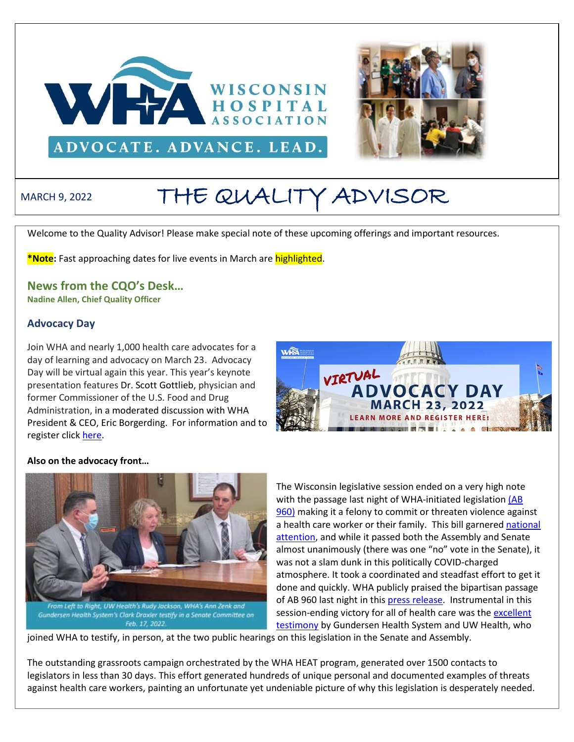MARCH 9, 2022

# THE QUALITY ADVISOR

Welcome to the Quality Advisor! Please make special note of these upcoming offerings and important resources.

**\*Note:** Fast approaching dates for live events in March are highlighted.

## News from the CQO's Desk…

**Nadine Allen, Chief Quality Officer**

### Advocacy Day

Join WHA and nearly 1,000 health care advocates for a day of learning and advocacy on March 23. Advocacy Day will be virtual again this year. This year's keynote presentation features Dr. Scott Gottlieb, physician and former Commissioner of the U.S. Food and Drug Administration, in a moderated discussion with WHA President & CEO, Eric Borgerding. For information and to register click here.

VIRTUAL ADVOCACY DAY MARCH 23, 2022 LEARN MORE AND REGISTER HERE!

**Also on the advocacy front…**

From Left to Right, UW Health's Rudy Jackson, WHA's Ann Zenk and Gundersen Health System's Clark Draxler testify in a Senate Committee on Feb. 17, 2022.

The Wisconsin legislative session ended on a very high note with the passage last night of WHA-initiated legislation (AB 960) making it a felony to commit or threaten violence against a health care worker or their family. This bill garnered national attention, and while it passed both the Assembly and Senate almost unanimously (there was one "no" vote in the Senate), it was not a slam dunk in this politically COVID-charged atmosphere. It took a coordinated and steadfast effort to get it done and quickly. WHA publicly praised the bipartisan passage of AB 960 last night in this press release. Instrumental in this session-ending victory for all of health care was the excellent testimony by Gundersen Health System and UW Health, who joined WHA to testify, in person, at the two public hearings on this legislation in the Senate and Assembly.

The outstanding grassroots campaign orchestrated by the WHA HEAT program, generated over 1500 contacts to legislators in less than 30 days. This effort generated hundreds of unique personal and documented examples of threats against health care workers, painting an unfortunate yet undeniable picture of why this legislation is desperately needed.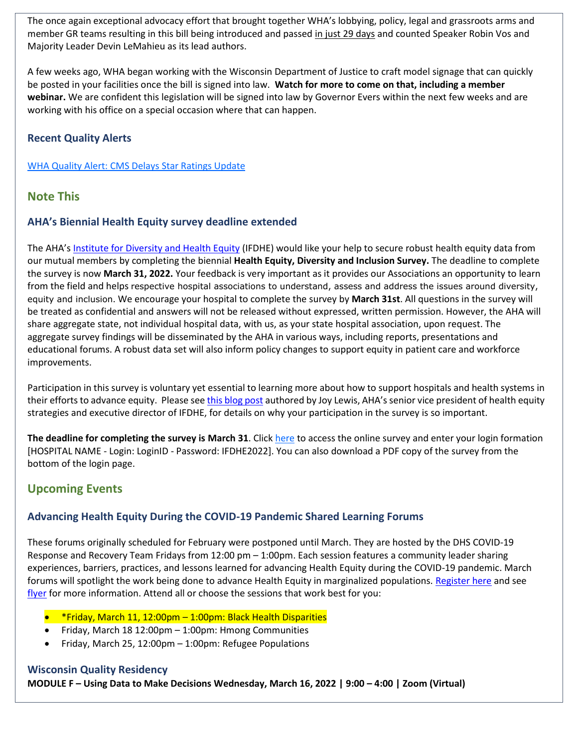The once again exceptional advocacy effort that brought together WHA's lobbying, policy, legal and grassroots arms and member GR teams resulting in this bill being introduced and passed in just 29 days and counted Speaker Robin Vos and Majority Leader Devin LeMahieu as its lead authors.

A few weeks ago, WHA began working with the Wisconsin Department of Justice to craft model signage that can quickly be posted in your facilities once the bill is signed into law. **Watch for more to come on that, including a member webinar.** We are confident this legislation will be signed into law by Governor Evers within the next few weeks and are working with his office on a special occasion where that can happen.

### Recent Quality Alerts

[WHA Quality Alert: CMS Delays Star Ratings Update]

## Note This

### AHA's Biennial Health Equity survey deadline extended

The AHA's [Institute for Diversity and Health Equity] (IFDHE) would like your help to secure robust health equity data from our mutual members by completing the biennial **Health Equity, Diversity and Inclusion Survey.** The deadline to complete the survey is now **March 31, 2022.** Your feedback is very important as it provides our Associations an opportunity to learn from the field and helps respective hospital associations to understand, assess and address the issues around diversity, equity and inclusion. We encourage your hospital to complete the survey by **March 31st**. All questions in the survey will be treated as confidential and answers will not be released without expressed, written permission. However, the AHA will share aggregate state, not individual hospital data, with us, as your state hospital association, upon request. The aggregate survey findings will be disseminated by the AHA in various ways, including reports, presentations and educational forums. A robust data set will also inform policy changes to support equity in patient care and workforce improvements.

Participation in this survey is voluntary yet essential to learning more about how to support hospitals and health systems in their efforts to advance equity. Please see [this blog post] authored by Joy Lewis, AHA's senior vice president of health equity strategies and executive director of IFDHE, for details on why your participation in the survey is so important.

**The deadline for completing the survey is March 31**. Click [here] to access the online survey and enter your login formation [HOSPITAL NAME - Login: LoginID - Password: IFDHE2022]. You can also download a PDF copy of the survey from the bottom of the login page.

## Upcoming Events

### Advancing Health Equity During the COVID-19 Pandemic Shared Learning Forums

These forums originally scheduled for February were postponed until March. They are hosted by the DHS COVID-19 Response and Recovery Team Fridays from 12:00 pm – 1:00pm. Each session features a community leader sharing experiences, barriers, practices, and lessons learned for advancing Health Equity during the COVID-19 pandemic. March forums will spotlight the work being done to advance Health Equity in marginalized populations. [Register here] and see [flyer] for more information. Attend all or choose the sessions that work best for you:

- *Friday, March 11, 12:00pm – 1:00pm: Black Health Disparities
- Friday, March 18 12:00pm – 1:00pm: Hmong Communities
- Friday, March 25, 12:00pm – 1:00pm: Refugee Populations

### Wisconsin Quality Residency

**MODULE F – Using Data to Make Decisions Wednesday, March 16, 2022 | 9:00 – 4:00 | Zoom (Virtual)**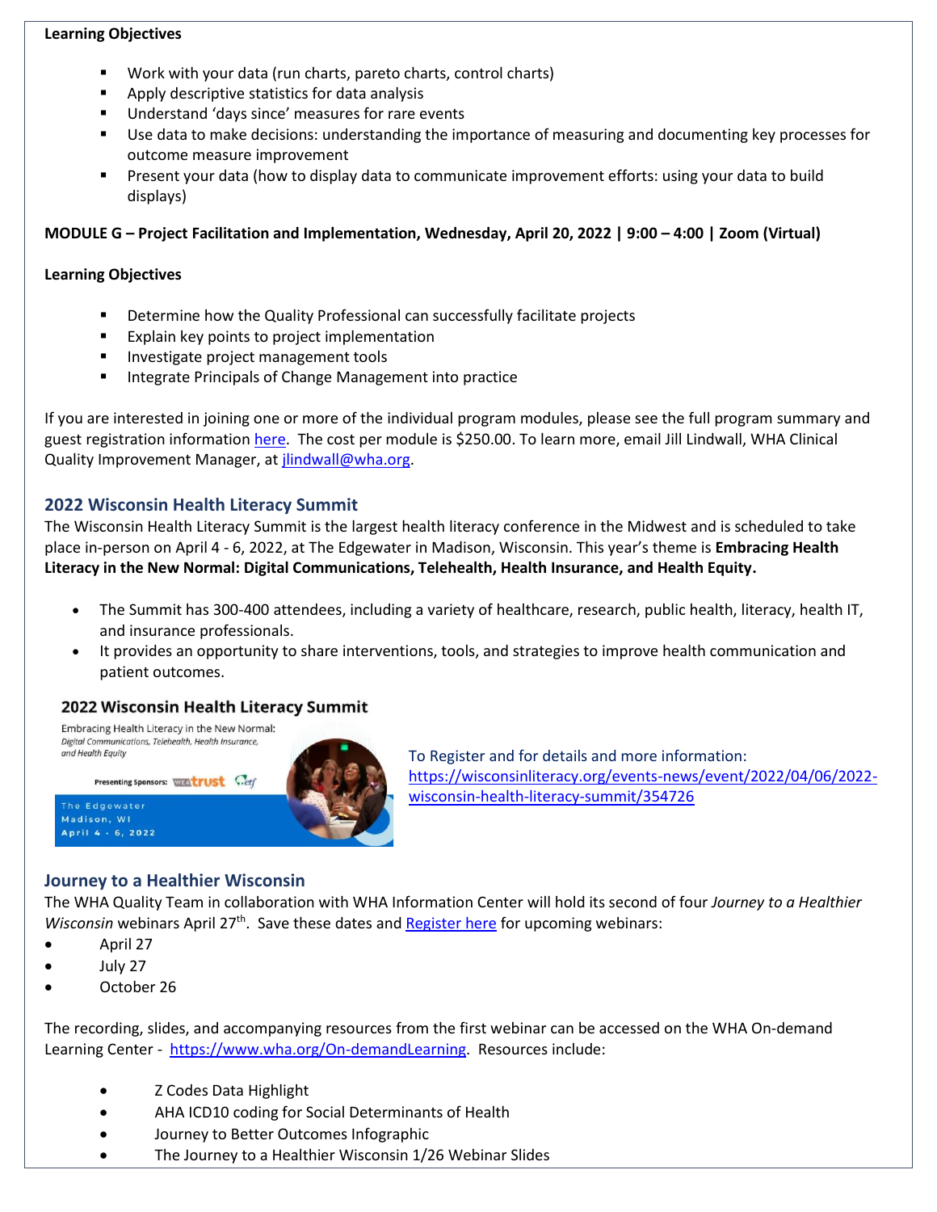**Learning Objectives**

- Work with your data (run charts, pareto charts, control charts)
- Apply descriptive statistics for data analysis
- Understand 'days since' measures for rare events
- Use data to make decisions: understanding the importance of measuring and documenting key processes for outcome measure improvement
- Present your data (how to display data to communicate improvement efforts: using your data to build displays)

**MODULE G – Project Facilitation and Implementation, Wednesday, April 20, 2022 | 9:00 – 4:00 | Zoom (Virtual)**

**Learning Objectives**

- Determine how the Quality Professional can successfully facilitate projects
- Explain key points to project implementation
- Investigate project management tools
- Integrate Principals of Change Management into practice

If you are interested in joining one or more of the individual program modules, please see the full program summary and guest registration information here. The cost per module is $250.00. To learn more, email Jill Lindwall, WHA Clinical Quality Improvement Manager, at jlindwall@wha.org.

## 2022 Wisconsin Health Literacy Summit

The Wisconsin Health Literacy Summit is the largest health literacy conference in the Midwest and is scheduled to take place in-person on April 4 - 6, 2022, at The Edgewater in Madison, Wisconsin. This year's theme is **Embracing Health Literacy in the New Normal: Digital Communications, Telehealth, Health Insurance, and Health Equity.**

- The Summit has 300-400 attendees, including a variety of healthcare, research, public health, literacy, health IT, and insurance professionals.
- It provides an opportunity to share interventions, tools, and strategies to improve health communication and patient outcomes.

**2022 Wisconsin Health Literacy Summit**

Embracing Health Literacy in the New Normal: *Digital Communications, Telehealth, Health Insurance, and Health Equity*

Presenting Sponsors: WEA trust, etf

The Edgewater
Madison, WI
April 4 - 6, 2022

To Register and for details and more information: https://wisconsinliteracy.org/events-news/event/2022/04/06/2022-wisconsin-health-literacy-summit/354726

## Journey to a Healthier Wisconsin

The WHA Quality Team in collaboration with WHA Information Center will hold its second of four *Journey to a Healthier Wisconsin* webinars April 27th. Save these dates and Register here for upcoming webinars:

- April 27
- July 27
- October 26

The recording, slides, and accompanying resources from the first webinar can be accessed on the WHA On-demand Learning Center - https://www.wha.org/On-demandLearning. Resources include:

- Z Codes Data Highlight
- AHA ICD10 coding for Social Determinants of Health
- Journey to Better Outcomes Infographic
- The Journey to a Healthier Wisconsin 1/26 Webinar Slides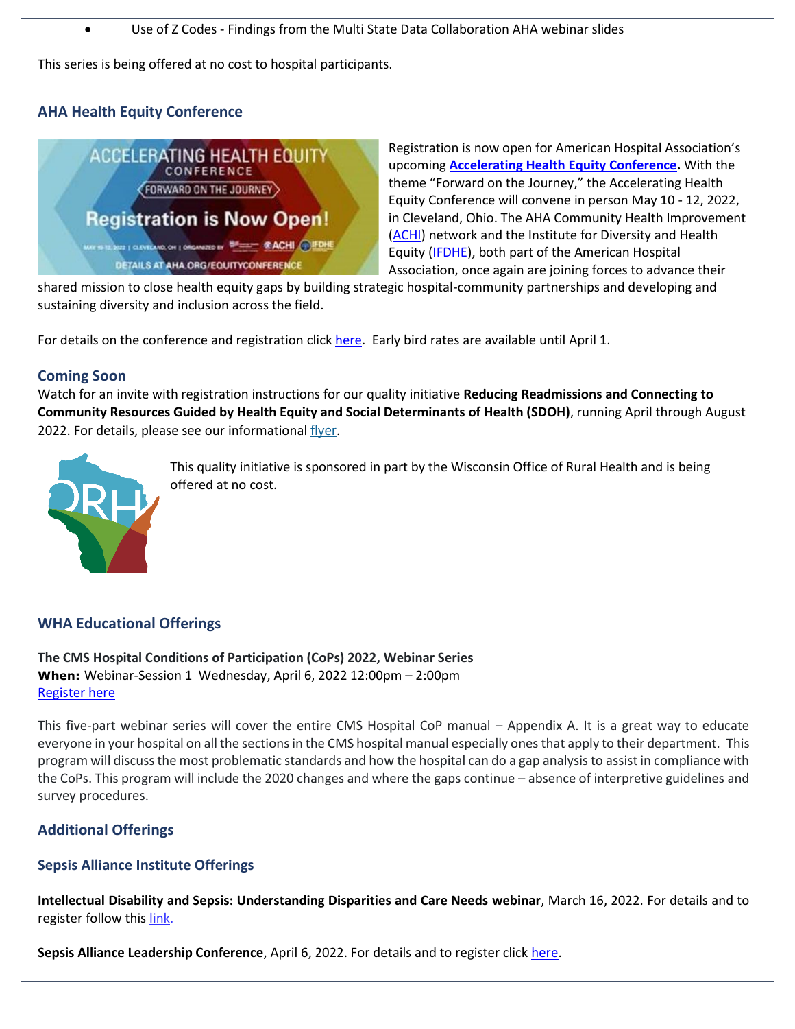- Use of Z Codes - Findings from the Multi State Data Collaboration AHA webinar slides

This series is being offered at no cost to hospital participants.

### AHA Health Equity Conference

Registration is now open for American Hospital Association's upcoming **Accelerating Health Equity Conference.** With the theme "Forward on the Journey," the Accelerating Health Equity Conference will convene in person May 10 - 12, 2022, in Cleveland, Ohio. The AHA Community Health Improvement (ACHI) network and the Institute for Diversity and Health Equity (IFDHE), both part of the American Hospital Association, once again are joining forces to advance their shared mission to close health equity gaps by building strategic hospital-community partnerships and developing and sustaining diversity and inclusion across the field.

For details on the conference and registration click here. Early bird rates are available until April 1.

### Coming Soon

Watch for an invite with registration instructions for our quality initiative **Reducing Readmissions and Connecting to Community Resources Guided by Health Equity and Social Determinants of Health (SDOH)**, running April through August 2022. For details, please see our informational flyer.

This quality initiative is sponsored in part by the Wisconsin Office of Rural Health and is being offered at no cost.

### WHA Educational Offerings

**The CMS Hospital Conditions of Participation (CoPs) 2022, Webinar Series**
**When:** Webinar-Session 1 Wednesday, April 6, 2022 12:00pm – 2:00pm
Register here

This five-part webinar series will cover the entire CMS Hospital CoP manual – Appendix A. It is a great way to educate everyone in your hospital on all the sections in the CMS hospital manual especially ones that apply to their department. This program will discuss the most problematic standards and how the hospital can do a gap analysis to assist in compliance with the CoPs. This program will include the 2020 changes and where the gaps continue – absence of interpretive guidelines and survey procedures.

### Additional Offerings

#### Sepsis Alliance Institute Offerings

**Intellectual Disability and Sepsis: Understanding Disparities and Care Needs webinar**, March 16, 2022. For details and to register follow this link.

**Sepsis Alliance Leadership Conference**, April 6, 2022. For details and to register click here.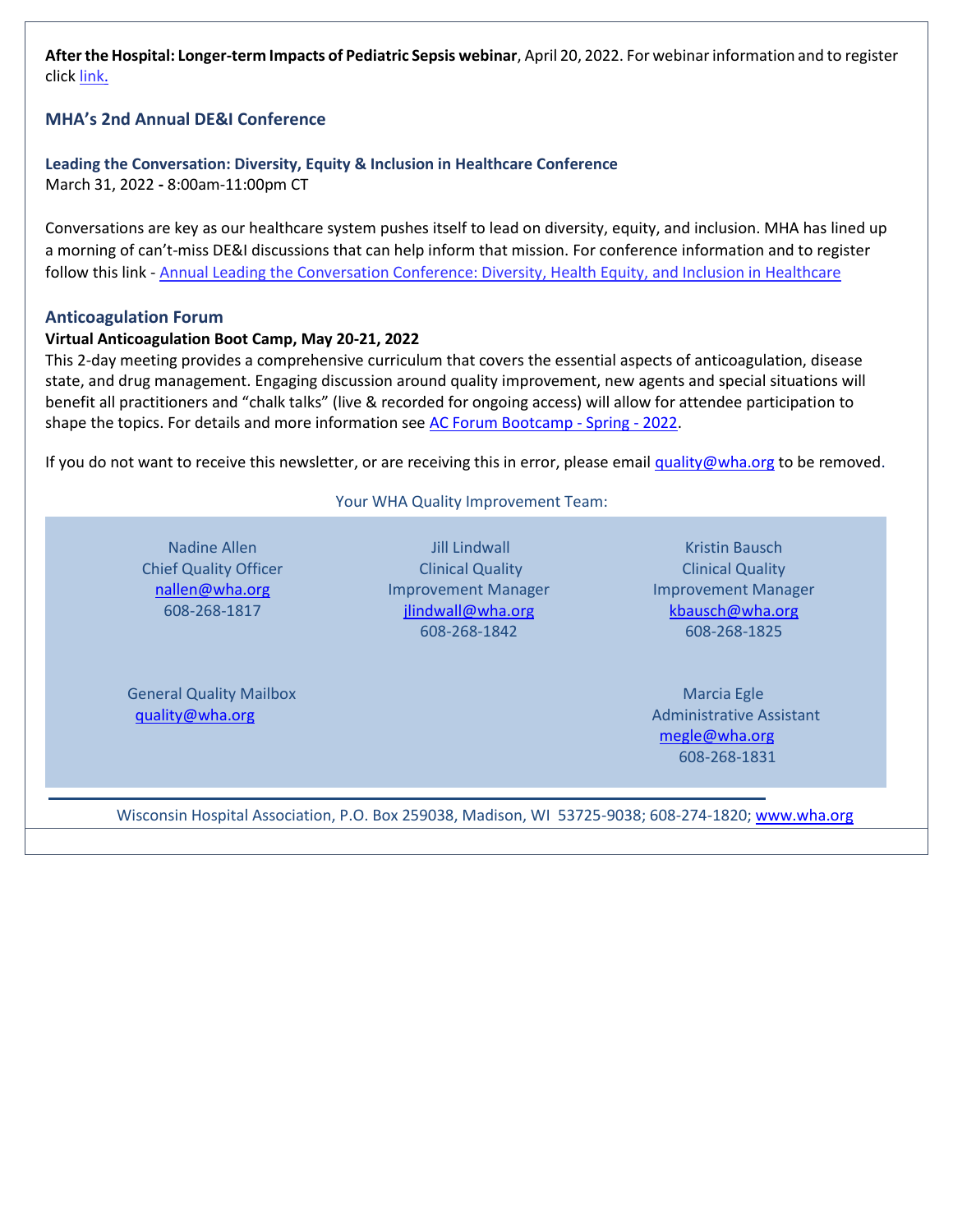**After the Hospital: Longer-term Impacts of Pediatric Sepsis webinar**, April 20, 2022. For webinar information and to register click [link.](link.)

### MHA's 2nd Annual DE&I Conference

**Leading the Conversation: Diversity, Equity & Inclusion in Healthcare Conference**
March 31, 2022 **-** 8:00am-11:00pm CT

Conversations are key as our healthcare system pushes itself to lead on diversity, equity, and inclusion. MHA has lined up a morning of can't-miss DE&I discussions that can help inform that mission. For conference information and to register follow this link - Annual Leading the Conversation Conference: Diversity, Health Equity, and Inclusion in Healthcare

### Anticoagulation Forum

**Virtual Anticoagulation Boot Camp, May 20-21, 2022**
This 2-day meeting provides a comprehensive curriculum that covers the essential aspects of anticoagulation, disease state, and drug management. Engaging discussion around quality improvement, new agents and special situations will benefit all practitioners and "chalk talks" (live & recorded for ongoing access) will allow for attendee participation to shape the topics. For details and more information see AC Forum Bootcamp - Spring - 2022.

If you do not want to receive this newsletter, or are receiving this in error, please email quality@wha.org to be removed.

Your WHA Quality Improvement Team:

Nadine Allen
Chief Quality Officer
nallen@wha.org
608-268-1817

Jill Lindwall
Clinical Quality Improvement Manager
jlindwall@wha.org
608-268-1842

Kristin Bausch
Clinical Quality Improvement Manager
kbausch@wha.org
608-268-1825

General Quality Mailbox
quality@wha.org

Marcia Egle
Administrative Assistant
megle@wha.org
608-268-1831

Wisconsin Hospital Association, P.O. Box 259038, Madison, WI 53725-9038; 608-274-1820; www.wha.org